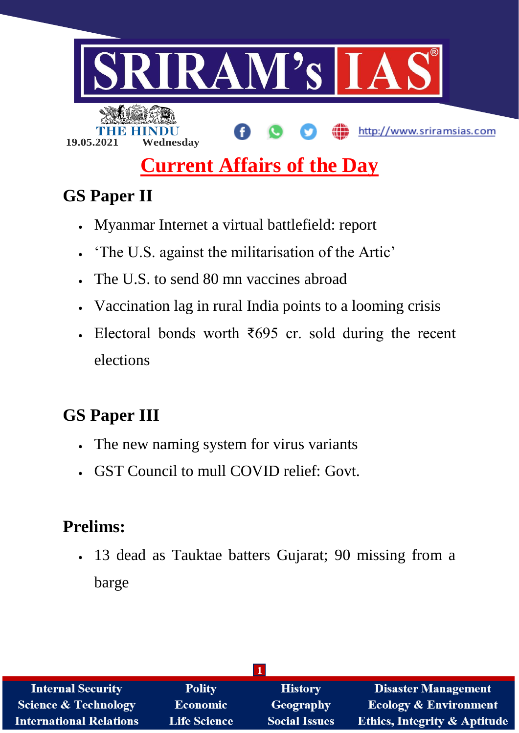SRIRAM's IAS

THE HINDU

19.05.2021 Wednesday

http://www.sriramsias.com

# Current Affairs of the Day

## GS Paper II

- Myanmar Internet a virtual battlefield: report
- 'The U.S. against the militarisation of the Artic'
- The U.S. to send 80 mn vaccines abroad
- Vaccination lag in rural India points to a looming crisis
- Electoral bonds worth ₹695 cr. sold during the recent elections

## GS Paper III

- The new naming system for virus variants
- GST Council to mull COVID relief: Govt.

## Prelims:

- 13 dead as Tauktae batters Gujarat; 90 missing from a barge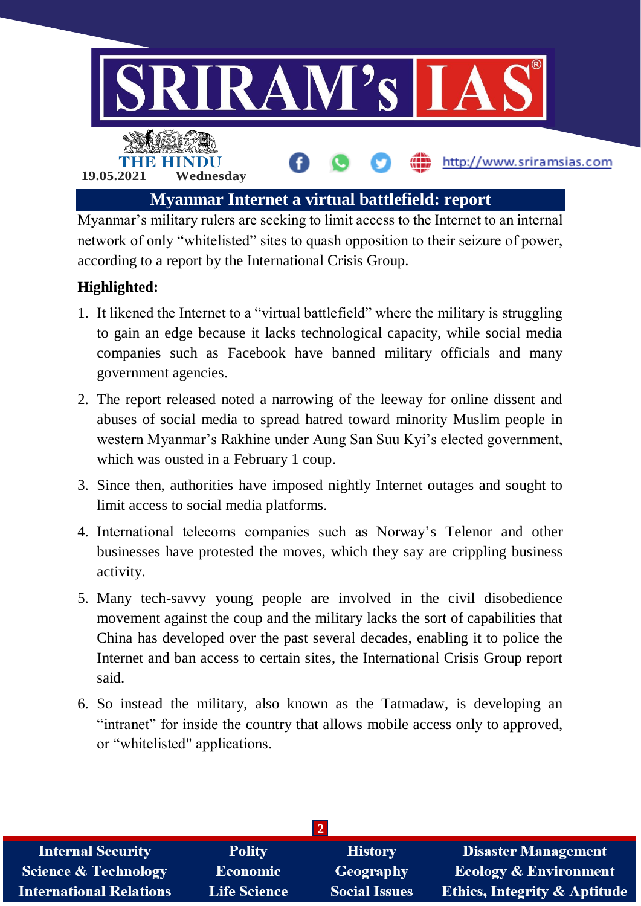# Myanmar Internet a virtual battlefield: report

Myanmar's military rulers are seeking to limit access to the Internet to an internal network of only "whitelisted" sites to quash opposition to their seizure of power, according to a report by the International Crisis Group.

**Highlighted:**

1. It likened the Internet to a "virtual battlefield" where the military is struggling to gain an edge because it lacks technological capacity, while social media companies such as Facebook have banned military officials and many government agencies.
2. The report released noted a narrowing of the leeway for online dissent and abuses of social media to spread hatred toward minority Muslim people in western Myanmar's Rakhine under Aung San Suu Kyi's elected government, which was ousted in a February 1 coup.
3. Since then, authorities have imposed nightly Internet outages and sought to limit access to social media platforms.
4. International telecoms companies such as Norway's Telenor and other businesses have protested the moves, which they say are crippling business activity.
5. Many tech-savvy young people are involved in the civil disobedience movement against the coup and the military lacks the sort of capabilities that China has developed over the past several decades, enabling it to police the Internet and ban access to certain sites, the International Crisis Group report said.
6. So instead the military, also known as the Tatmadaw, is developing an "intranet" for inside the country that allows mobile access only to approved, or "whitelisted" applications.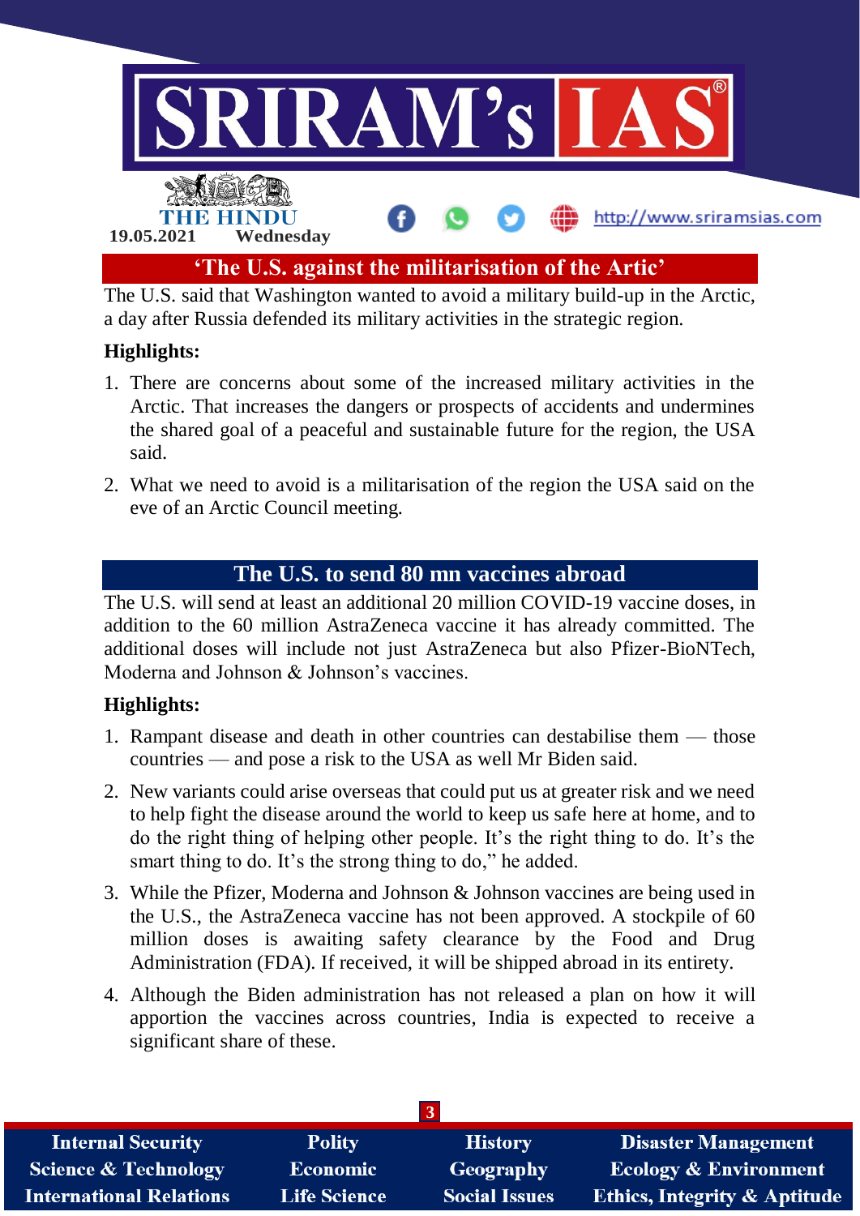## 'The U.S. against the militarisation of the Artic'

The U.S. said that Washington wanted to avoid a military build-up in the Arctic, a day after Russia defended its military activities in the strategic region.

**Highlights:**

1. There are concerns about some of the increased military activities in the Arctic. That increases the dangers or prospects of accidents and undermines the shared goal of a peaceful and sustainable future for the region, the USA said.
2. What we need to avoid is a militarisation of the region the USA said on the eve of an Arctic Council meeting.

## The U.S. to send 80 mn vaccines abroad

The U.S. will send at least an additional 20 million COVID-19 vaccine doses, in addition to the 60 million AstraZeneca vaccine it has already committed. The additional doses will include not just AstraZeneca but also Pfizer-BioNTech, Moderna and Johnson & Johnson's vaccines.

**Highlights:**

1. Rampant disease and death in other countries can destabilise them — those countries — and pose a risk to the USA as well Mr Biden said.
2. New variants could arise overseas that could put us at greater risk and we need to help fight the disease around the world to keep us safe here at home, and to do the right thing of helping other people. It's the right thing to do. It's the smart thing to do. It's the strong thing to do," he added.
3. While the Pfizer, Moderna and Johnson & Johnson vaccines are being used in the U.S., the AstraZeneca vaccine has not been approved. A stockpile of 60 million doses is awaiting safety clearance by the Food and Drug Administration (FDA). If received, it will be shipped abroad in its entirety.
4. Although the Biden administration has not released a plan on how it will apportion the vaccines across countries, India is expected to receive a significant share of these.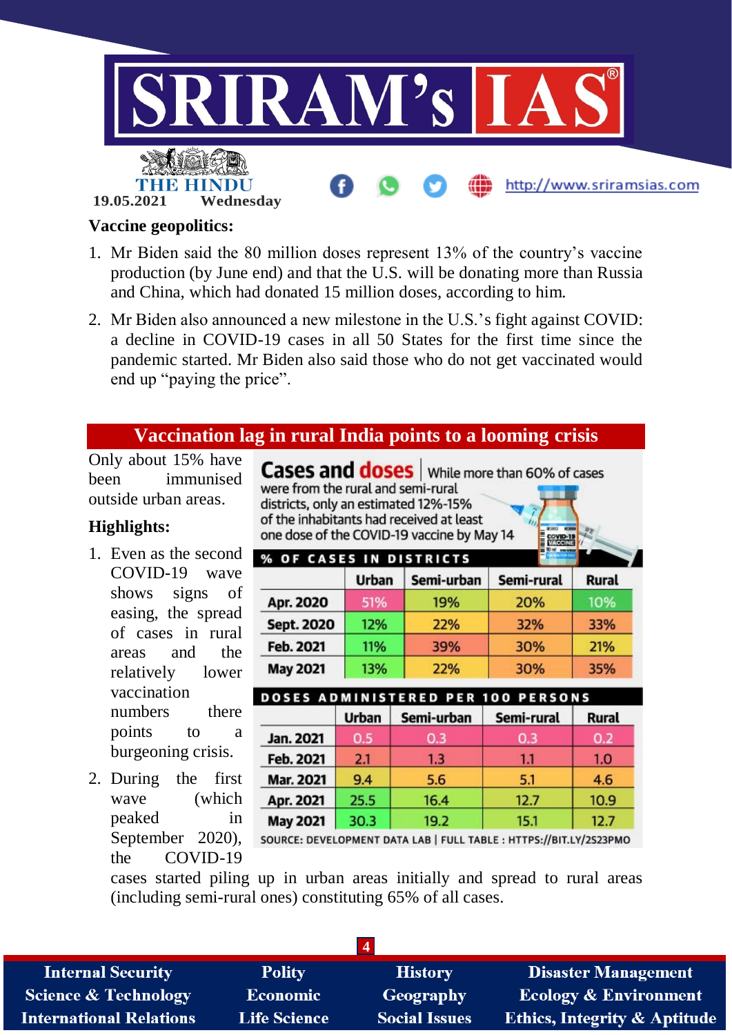**Vaccine geopolitics:**

1. Mr Biden said the 80 million doses represent 13% of the country's vaccine production (by June end) and that the U.S. will be donating more than Russia and China, which had donated 15 million doses, according to him.
2. Mr Biden also announced a new milestone in the U.S.'s fight against COVID: a decline in COVID-19 cases in all 50 States for the first time since the pandemic started. Mr Biden also said those who do not get vaccinated would end up "paying the price".

## Vaccination lag in rural India points to a looming crisis

Only about 15% have been immunised outside urban areas.

**Highlights:**

1. Even as the second COVID-19 wave shows signs of easing, the spread of cases in rural areas and the relatively lower vaccination numbers there points to a burgeoning crisis.
2. During the first wave (which peaked in September 2020), the COVID-19 cases started piling up in urban areas initially and spread to rural areas (including semi-rural ones) constituting 65% of all cases.

**Cases and doses** | While more than 60% of cases were from the rural and semi-rural districts, only an estimated 12%-15% of the inhabitants had received at least one dose of the COVID-19 vaccine by May 14

**% OF CASES IN DISTRICTS**

| | Urban | Semi-urban | Semi-rural | Rural |
|---|---|---|---|---|
| Apr. 2020 | 51% | 19% | 20% | 10% |
| Sept. 2020 | 12% | 22% | 32% | 33% |
| Feb. 2021 | 11% | 39% | 30% | 21% |
| May 2021 | 13% | 22% | 30% | 35% |

**DOSES ADMINISTERED PER 100 PERSONS**

| | Urban | Semi-urban | Semi-rural | Rural |
|---|---|---|---|---|
| Jan. 2021 | 0.5 | 0.3 | 0.3 | 0.2 |
| Feb. 2021 | 2.1 | 1.3 | 1.1 | 1.0 |
| Mar. 2021 | 9.4 | 5.6 | 5.1 | 4.6 |
| Apr. 2021 | 25.5 | 16.4 | 12.7 | 10.9 |
| May 2021 | 30.3 | 19.2 | 15.1 | 12.7 |

SOURCE: DEVELOPMENT DATA LAB | FULL TABLE : HTTPS://BIT.LY/2S23PMO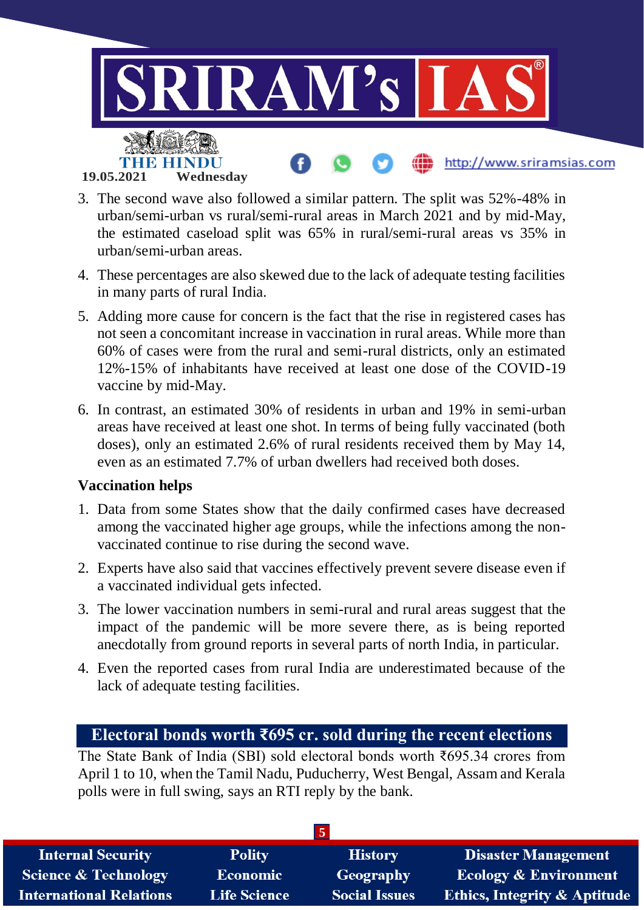3. The second wave also followed a similar pattern. The split was 52%-48% in urban/semi-urban vs rural/semi-rural areas in March 2021 and by mid-May, the estimated caseload split was 65% in rural/semi-rural areas vs 35% in urban/semi-urban areas.
4. These percentages are also skewed due to the lack of adequate testing facilities in many parts of rural India.
5. Adding more cause for concern is the fact that the rise in registered cases has not seen a concomitant increase in vaccination in rural areas. While more than 60% of cases were from the rural and semi-rural districts, only an estimated 12%-15% of inhabitants have received at least one dose of the COVID-19 vaccine by mid-May.
6. In contrast, an estimated 30% of residents in urban and 19% in semi-urban areas have received at least one shot. In terms of being fully vaccinated (both doses), only an estimated 2.6% of rural residents received them by May 14, even as an estimated 7.7% of urban dwellers had received both doses.

**Vaccination helps**

1. Data from some States show that the daily confirmed cases have decreased among the vaccinated higher age groups, while the infections among the non-vaccinated continue to rise during the second wave.
2. Experts have also said that vaccines effectively prevent severe disease even if a vaccinated individual gets infected.
3. The lower vaccination numbers in semi-rural and rural areas suggest that the impact of the pandemic will be more severe there, as is being reported anecdotally from ground reports in several parts of north India, in particular.
4. Even the reported cases from rural India are underestimated because of the lack of adequate testing facilities.

## Electoral bonds worth ₹695 cr. sold during the recent elections

The State Bank of India (SBI) sold electoral bonds worth ₹695.34 crores from April 1 to 10, when the Tamil Nadu, Puducherry, West Bengal, Assam and Kerala polls were in full swing, says an RTI reply by the bank.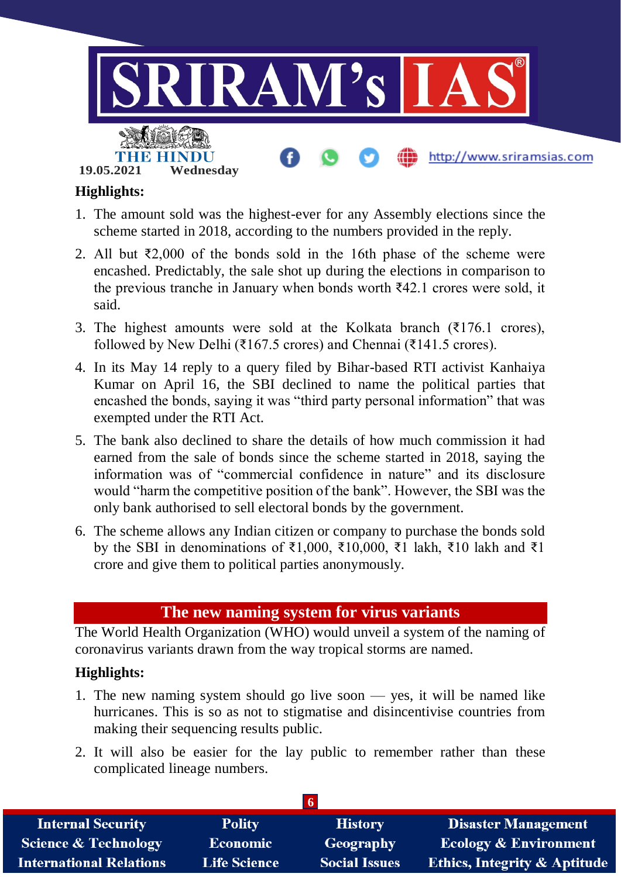**Highlights:**

1. The amount sold was the highest-ever for any Assembly elections since the scheme started in 2018, according to the numbers provided in the reply.
2. All but ₹2,000 of the bonds sold in the 16th phase of the scheme were encashed. Predictably, the sale shot up during the elections in comparison to the previous tranche in January when bonds worth ₹42.1 crores were sold, it said.
3. The highest amounts were sold at the Kolkata branch (₹176.1 crores), followed by New Delhi (₹167.5 crores) and Chennai (₹141.5 crores).
4. In its May 14 reply to a query filed by Bihar-based RTI activist Kanhaiya Kumar on April 16, the SBI declined to name the political parties that encashed the bonds, saying it was "third party personal information" that was exempted under the RTI Act.
5. The bank also declined to share the details of how much commission it had earned from the sale of bonds since the scheme started in 2018, saying the information was of "commercial confidence in nature" and its disclosure would "harm the competitive position of the bank". However, the SBI was the only bank authorised to sell electoral bonds by the government.
6. The scheme allows any Indian citizen or company to purchase the bonds sold by the SBI in denominations of ₹1,000, ₹10,000, ₹1 lakh, ₹10 lakh and ₹1 crore and give them to political parties anonymously.

## The new naming system for virus variants

The World Health Organization (WHO) would unveil a system of the naming of coronavirus variants drawn from the way tropical storms are named.

**Highlights:**

1. The new naming system should go live soon — yes, it will be named like hurricanes. This is so as not to stigmatise and disincentivise countries from making their sequencing results public.
2. It will also be easier for the lay public to remember rather than these complicated lineage numbers.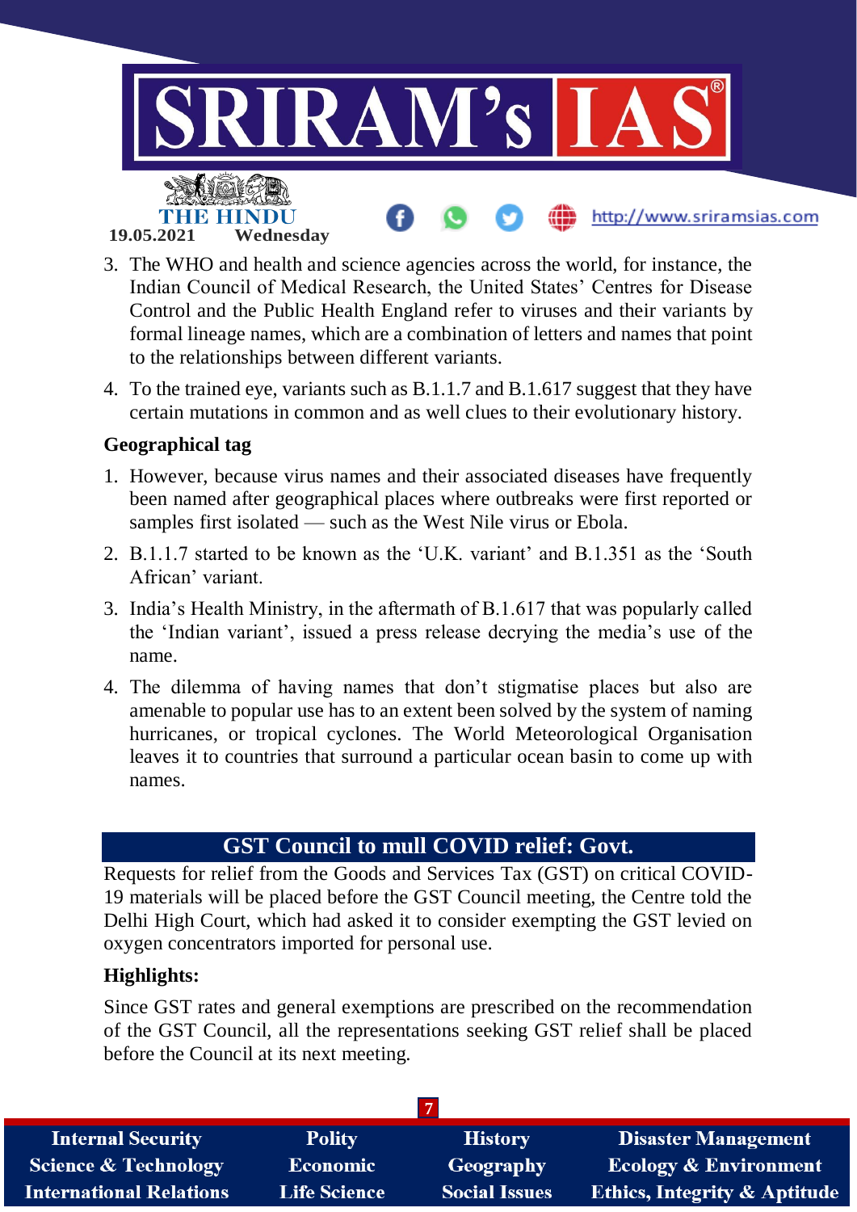3. The WHO and health and science agencies across the world, for instance, the Indian Council of Medical Research, the United States' Centres for Disease Control and the Public Health England refer to viruses and their variants by formal lineage names, which are a combination of letters and names that point to the relationships between different variants.
4. To the trained eye, variants such as B.1.1.7 and B.1.617 suggest that they have certain mutations in common and as well clues to their evolutionary history.

**Geographical tag**

1. However, because virus names and their associated diseases have frequently been named after geographical places where outbreaks were first reported or samples first isolated — such as the West Nile virus or Ebola.
2. B.1.1.7 started to be known as the 'U.K. variant' and B.1.351 as the 'South African' variant.
3. India's Health Ministry, in the aftermath of B.1.617 that was popularly called the 'Indian variant', issued a press release decrying the media's use of the name.
4. The dilemma of having names that don't stigmatise places but also are amenable to popular use has to an extent been solved by the system of naming hurricanes, or tropical cyclones. The World Meteorological Organisation leaves it to countries that surround a particular ocean basin to come up with names.

## GST Council to mull COVID relief: Govt.

Requests for relief from the Goods and Services Tax (GST) on critical COVID-19 materials will be placed before the GST Council meeting, the Centre told the Delhi High Court, which had asked it to consider exempting the GST levied on oxygen concentrators imported for personal use.

**Highlights:**

Since GST rates and general exemptions are prescribed on the recommendation of the GST Council, all the representations seeking GST relief shall be placed before the Council at its next meeting.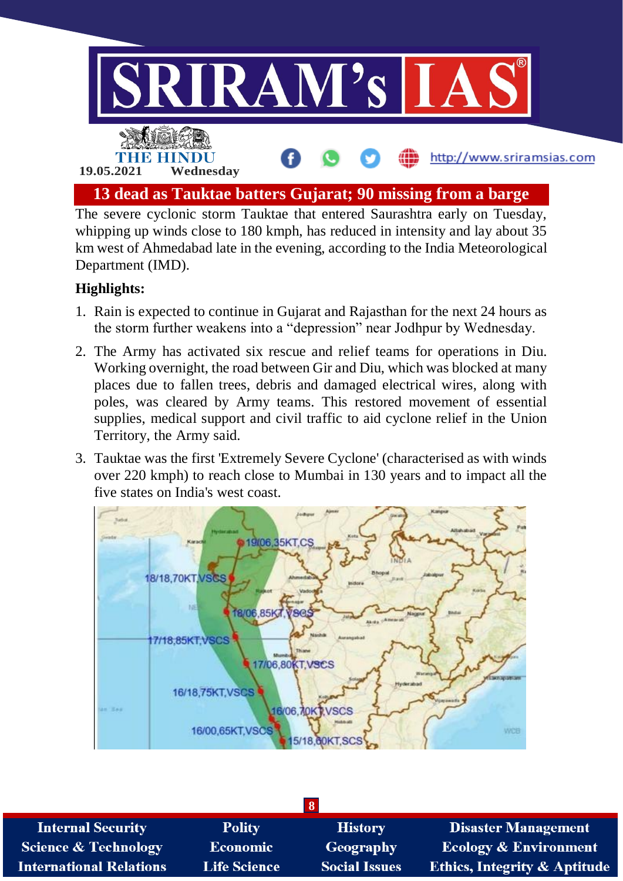# 13 dead as Tauktae batters Gujarat; 90 missing from a barge

The severe cyclonic storm Tauktae that entered Saurashtra early on Tuesday, whipping up winds close to 180 kmph, has reduced in intensity and lay about 35 km west of Ahmedabad late in the evening, according to the India Meteorological Department (IMD).

**Highlights:**

1. Rain is expected to continue in Gujarat and Rajasthan for the next 24 hours as the storm further weakens into a "depression" near Jodhpur by Wednesday.
2. The Army has activated six rescue and relief teams for operations in Diu. Working overnight, the road between Gir and Diu, which was blocked at many places due to fallen trees, debris and damaged electrical wires, along with poles, was cleared by Army teams. This restored movement of essential supplies, medical support and civil traffic to aid cyclone relief in the Union Territory, the Army said.
3. Tauktae was the first 'Extremely Severe Cyclone' (characterised as with winds over 220 kmph) to reach close to Mumbai in 130 years and to impact all the five states on India's west coast.

19/06,35KT,CS
18/18,70KT,VSCS
18/06,85KT,VSCS
17/18,85KT,VSCS
17/06,80KT,VSCS
16/18,75KT,VSCS
16/06,70KT,VSCS
16/00,65KT,VSCS
15/18,60KT,SCS